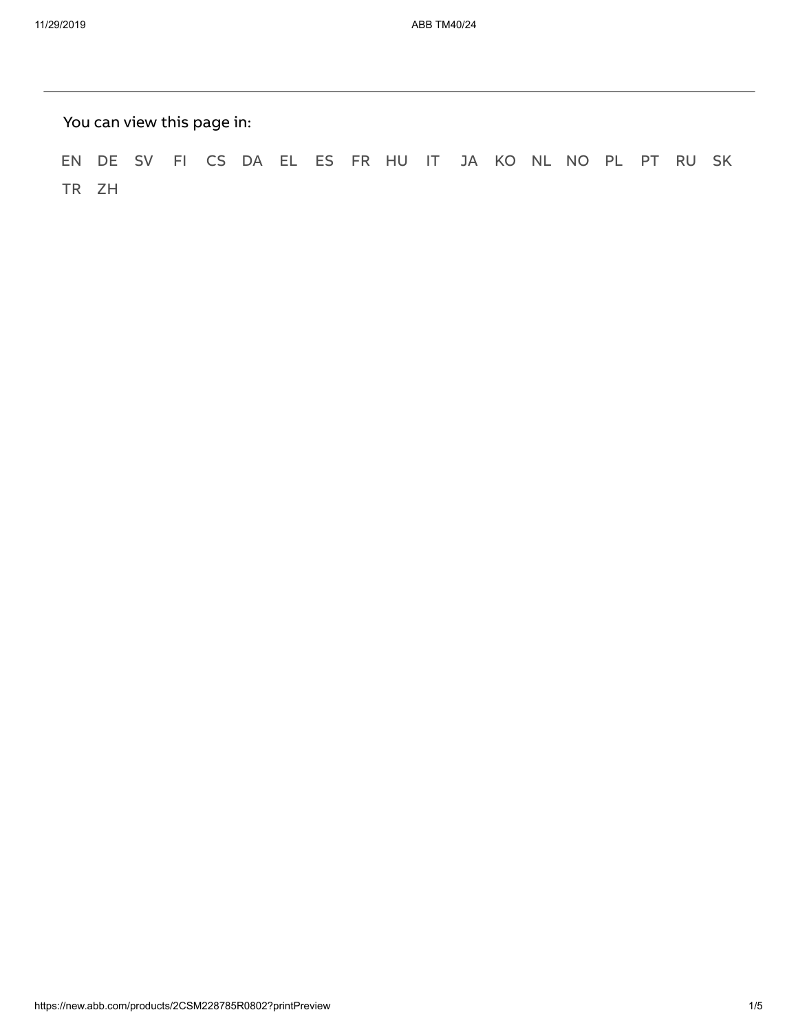You can view this page in:

EN DE SV FI CS DA EL ES FR HU IT JA KO NL NO PL PT RU SK TR ZH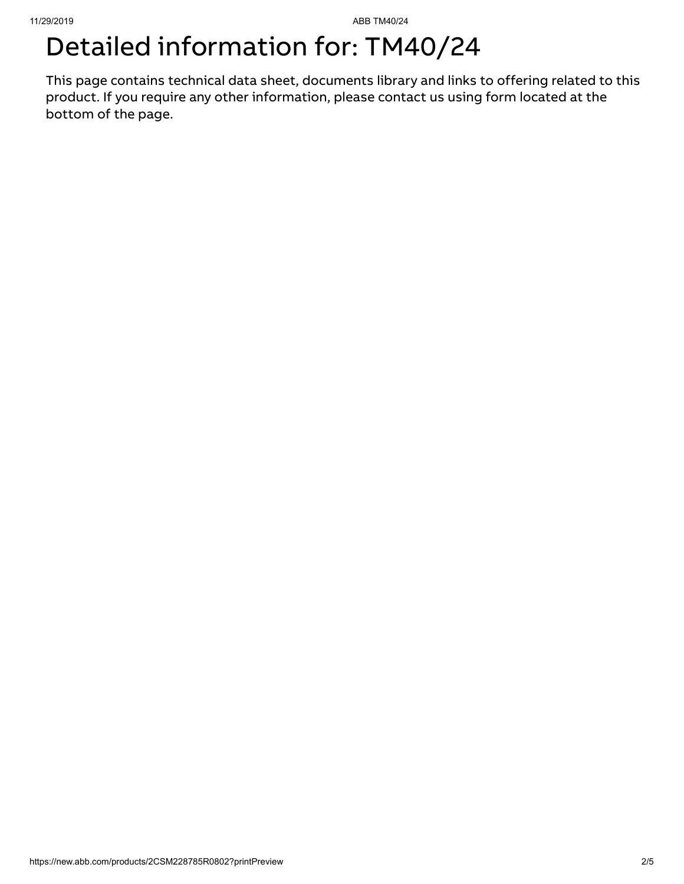# Detailed information for: TM40/24

This page contains technical data sheet, documents library and links to offering related to this product. If you require any other information, please contact us using form located at the bottom of the page.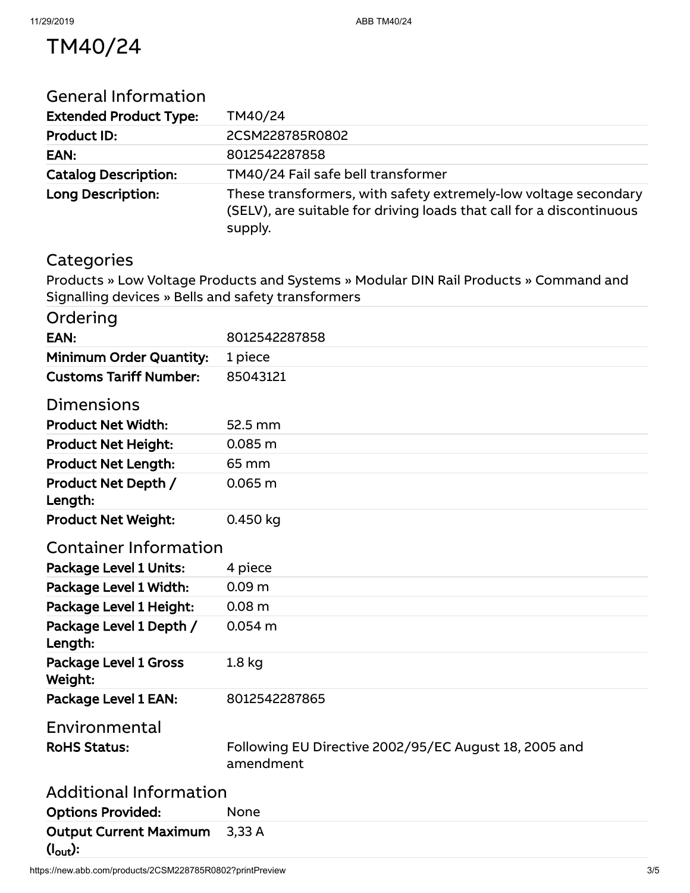# TM40/24

## General Information

| | |
|---|---|
| **Extended Product Type:** | TM40/24 |
| **Product ID:** | 2CSM228785R0802 |
| **EAN:** | 8012542287858 |
| **Catalog Description:** | TM40/24 Fail safe bell transformer |
| **Long Description:** | These transformers, with safety extremely-low voltage secondary (SELV), are suitable for driving loads that call for a discontinuous supply. |

## Categories

Products » Low Voltage Products and Systems » Modular DIN Rail Products » Command and Signalling devices » Bells and safety transformers

## Ordering

| | |
|---|---|
| **EAN:** | 8012542287858 |
| **Minimum Order Quantity:** | 1 piece |
| **Customs Tariff Number:** | 85043121 |

## Dimensions

| | |
|---|---|
| **Product Net Width:** | 52.5 mm |
| **Product Net Height:** | 0.085 m |
| **Product Net Length:** | 65 mm |
| **Product Net Depth / Length:** | 0.065 m |
| **Product Net Weight:** | 0.450 kg |

## Container Information

| | |
|---|---|
| **Package Level 1 Units:** | 4 piece |
| **Package Level 1 Width:** | 0.09 m |
| **Package Level 1 Height:** | 0.08 m |
| **Package Level 1 Depth / Length:** | 0.054 m |
| **Package Level 1 Gross Weight:** | 1.8 kg |
| **Package Level 1 EAN:** | 8012542287865 |

## Environmental

| | |
|---|---|
| **RoHS Status:** | Following EU Directive 2002/95/EC August 18, 2005 and amendment |

## Additional Information

| | |
|---|---|
| **Options Provided:** | None |
| **Output Current Maximum ($I_{out}$):** | 3,33 A |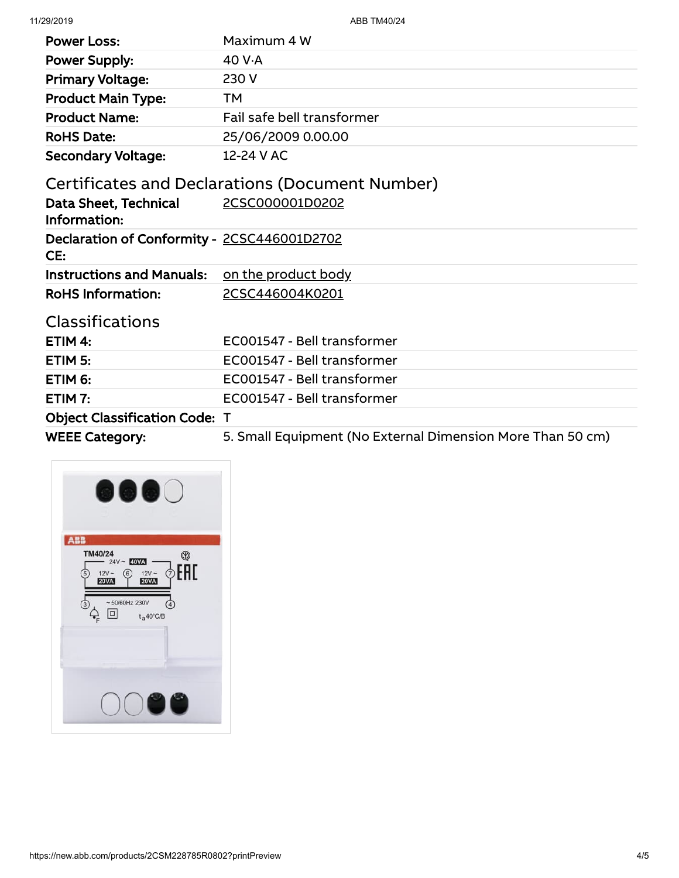| | |
|---|---|
| **Power Loss:** | Maximum 4 W |
| **Power Supply:** | 40 V·A |
| **Primary Voltage:** | 230 V |
| **Product Main Type:** | TM |
| **Product Name:** | Fail safe bell transformer |
| **RoHS Date:** | 25/06/2009 0.00.00 |
| **Secondary Voltage:** | 12-24 V AC |

## Certificates and Declarations (Document Number)

| | |
|---|---|
| **Data Sheet, Technical Information:** | 2CSC000001D0202 |
| **Declaration of Conformity - CE:** | 2CSC446001D2702 |
| **Instructions and Manuals:** | on the product body |
| **RoHS Information:** | 2CSC446004K0201 |

## Classifications

| | |
|---|---|
| **ETIM 4:** | EC001547 - Bell transformer |
| **ETIM 5:** | EC001547 - Bell transformer |
| **ETIM 6:** | EC001547 - Bell transformer |
| **ETIM 7:** | EC001547 - Bell transformer |
| **Object Classification Code:** | T |
| **WEEE Category:** | 5. Small Equipment (No External Dimension More Than 50 cm) |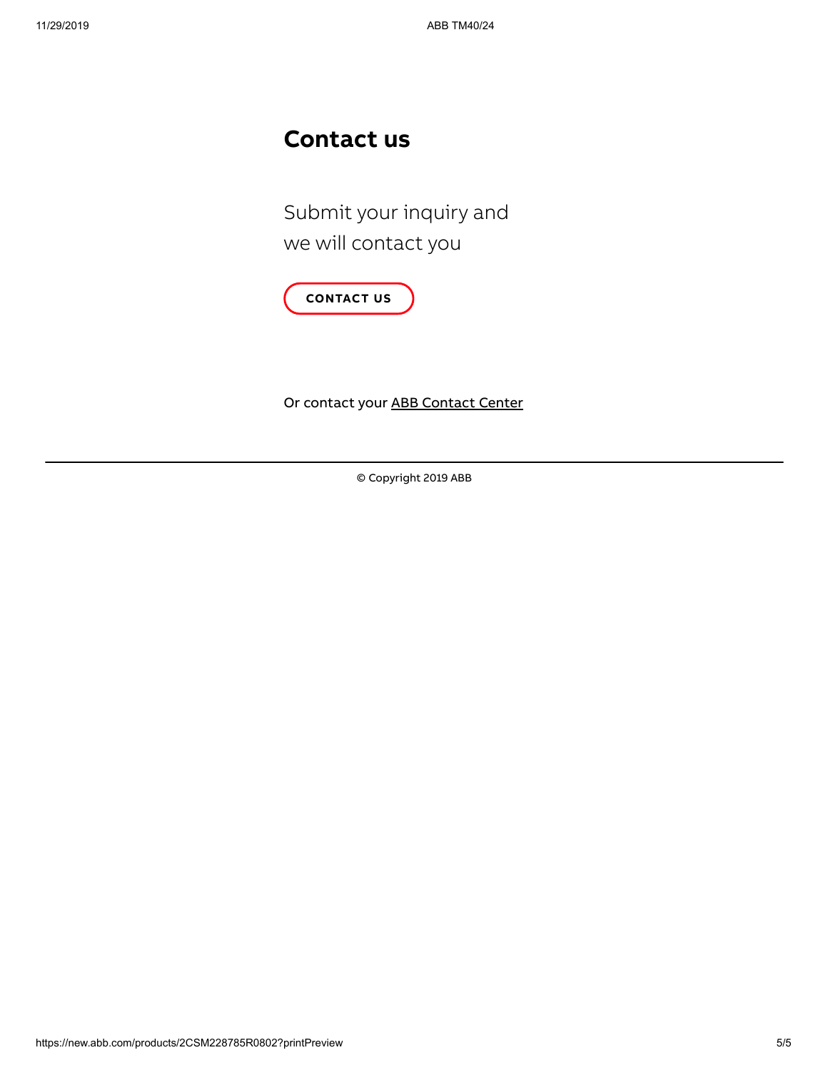## Contact us

Submit your inquiry and we will contact you

CONTACT US

Or contact your ABB Contact Center

© Copyright 2019 ABB